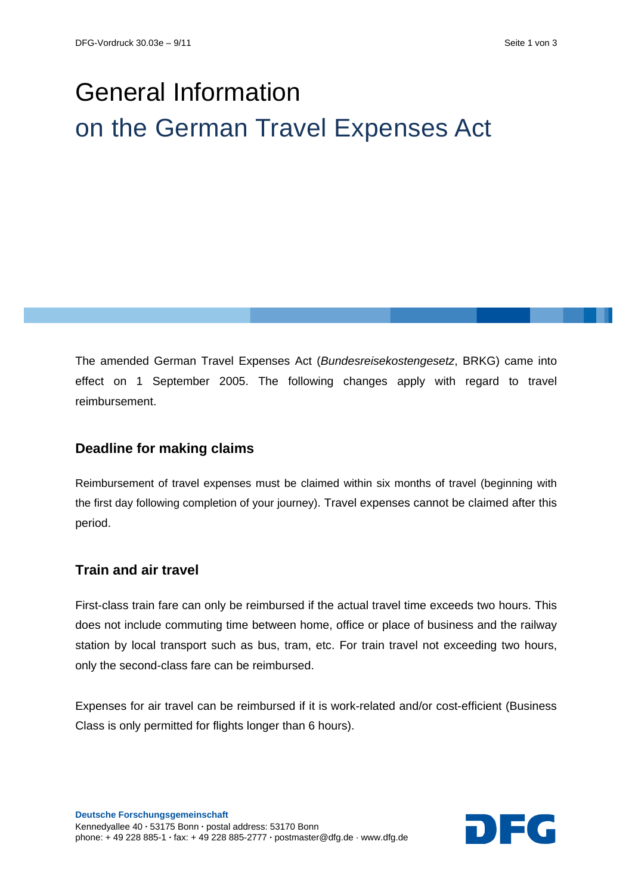# General Information

## on the German Travel Expenses Act

The amended German Travel Expenses Act (*Bundesreisekostengesetz*, BRKG) came into effect on 1 September 2005. The following changes apply with regard to travel reimbursement.

### Deadline for making claims

Reimbursement of travel expenses must be claimed within six months of travel (beginning with the first day following completion of your journey). Travel expenses cannot be claimed after this period.

### Train and air travel

First-class train fare can only be reimbursed if the actual travel time exceeds two hours. This does not include commuting time between home, office or place of business and the railway station by local transport such as bus, tram, etc. For train travel not exceeding two hours, only the second-class fare can be reimbursed.

Expenses for air travel can be reimbursed if it is work-related and/or cost-efficient (Business Class is only permitted for flights longer than 6 hours).

**Deutsche Forschungsgemeinschaft**
Kennedyallee 40 · 53175 Bonn · postal address: 53170 Bonn
phone: + 49 228 885-1 · fax: + 49 228 885-2777 · postmaster@dfg.de · www.dfg.de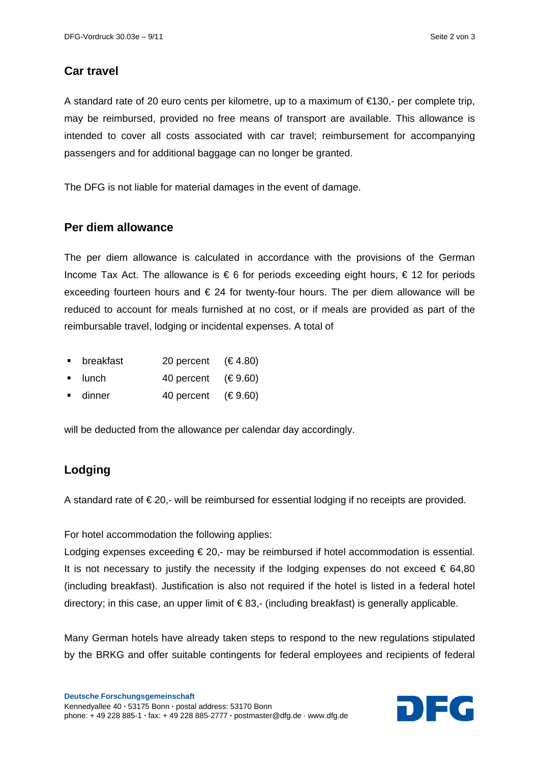## Car travel

A standard rate of 20 euro cents per kilometre, up to a maximum of €130,- per complete trip, may be reimbursed, provided no free means of transport are available. This allowance is intended to cover all costs associated with car travel; reimbursement for accompanying passengers and for additional baggage can no longer be granted.

The DFG is not liable for material damages in the event of damage.

## Per diem allowance

The per diem allowance is calculated in accordance with the provisions of the German Income Tax Act. The allowance is € 6 for periods exceeding eight hours, € 12 for periods exceeding fourteen hours and € 24 for twenty-four hours. The per diem allowance will be reduced to account for meals furnished at no cost, or if meals are provided as part of the reimbursable travel, lodging or incidental expenses. A total of

- breakfast 20 percent (€ 4.80)
- lunch 40 percent (€ 9.60)
- dinner 40 percent (€ 9.60)

will be deducted from the allowance per calendar day accordingly.

## Lodging

A standard rate of € 20,- will be reimbursed for essential lodging if no receipts are provided.

For hotel accommodation the following applies:
Lodging expenses exceeding € 20,- may be reimbursed if hotel accommodation is essential. It is not necessary to justify the necessity if the lodging expenses do not exceed € 64,80 (including breakfast). Justification is also not required if the hotel is listed in a federal hotel directory; in this case, an upper limit of € 83,- (including breakfast) is generally applicable.

Many German hotels have already taken steps to respond to the new regulations stipulated by the BRKG and offer suitable contingents for federal employees and recipients of federal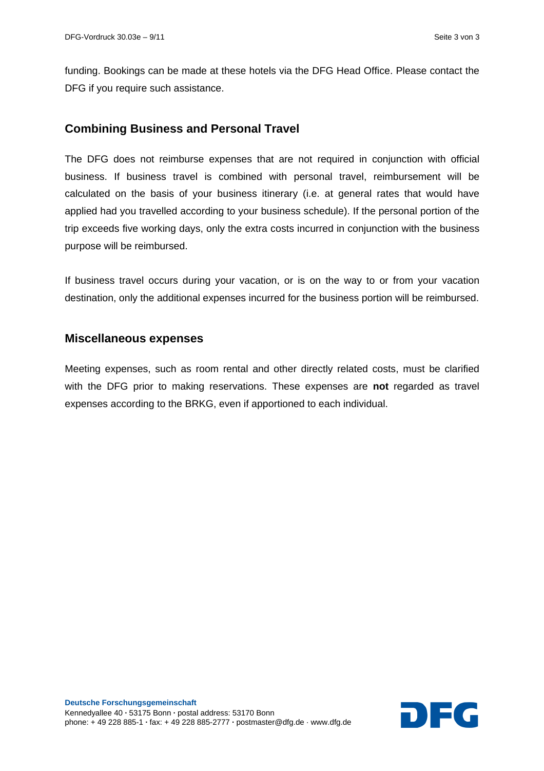funding. Bookings can be made at these hotels via the DFG Head Office. Please contact the DFG if you require such assistance.

## Combining Business and Personal Travel

The DFG does not reimburse expenses that are not required in conjunction with official business. If business travel is combined with personal travel, reimbursement will be calculated on the basis of your business itinerary (i.e. at general rates that would have applied had you travelled according to your business schedule). If the personal portion of the trip exceeds five working days, only the extra costs incurred in conjunction with the business purpose will be reimbursed.

If business travel occurs during your vacation, or is on the way to or from your vacation destination, only the additional expenses incurred for the business portion will be reimbursed.

## Miscellaneous expenses

Meeting expenses, such as room rental and other directly related costs, must be clarified with the DFG prior to making reservations. These expenses are **not** regarded as travel expenses according to the BRKG, even if apportioned to each individual.

**Deutsche Forschungsgemeinschaft**
Kennedyallee 40 · 53175 Bonn · postal address: 53170 Bonn
phone: + 49 228 885-1 · fax: + 49 228 885-2777 · postmaster@dfg.de · www.dfg.de